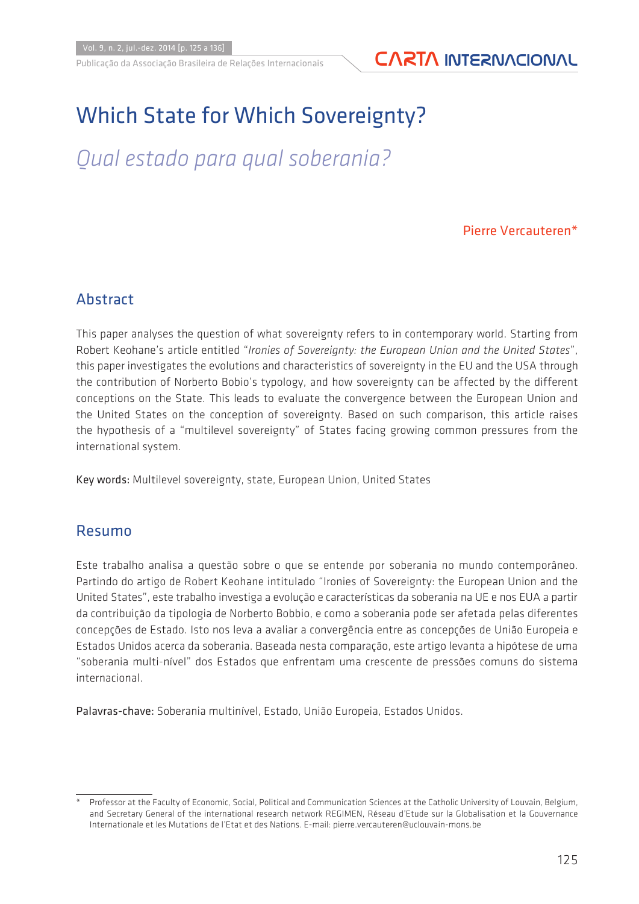# Which State for Which Sovereignty?

## *Qual estado para qual soberania?*

Pierre Vercauteren*

## Abstract

This paper analyses the question of what sovereignty refers to in contemporary world. Starting from Robert Keohane's article entitled "*Ironies of Sovereignty: the European Union and the United States*", this paper investigates the evolutions and characteristics of sovereignty in the EU and the USA through the contribution of Norberto Bobio's typology, and how sovereignty can be affected by the different conceptions on the State. This leads to evaluate the convergence between the European Union and the United States on the conception of sovereignty. Based on such comparison, this article raises the hypothesis of a "multilevel sovereignty" of States facing growing common pressures from the international system.

Key words: Multilevel sovereignty, state, European Union, United States

## Resumo

Este trabalho analisa a questão sobre o que se entende por soberania no mundo contemporâneo. Partindo do artigo de Robert Keohane intitulado "Ironies of Sovereignty: the European Union and the United States", este trabalho investiga a evolução e características da soberania na UE e nos EUA a partir da contribuição da tipologia de Norberto Bobbio, e como a soberania pode ser afetada pelas diferentes concepções de Estado. Isto nos leva a avaliar a convergência entre as concepções de União Europeia e Estados Unidos acerca da soberania. Baseada nesta comparação, este artigo levanta a hipótese de uma "soberania multi-nível" dos Estados que enfrentam uma crescente de pressões comuns do sistema internacional.

Palavras-chave: Soberania multinível, Estado, União Europeia, Estados Unidos.

---

\* Professor at the Faculty of Economic, Social, Political and Communication Sciences at the Catholic University of Louvain, Belgium, and Secretary General of the international research network REGIMEN, Réseau d'Etude sur la Globalisation et la Gouvernance Internationale et les Mutations de l'Etat et des Nations. E-mail: pierre.vercauteren@uclouvain-mons.be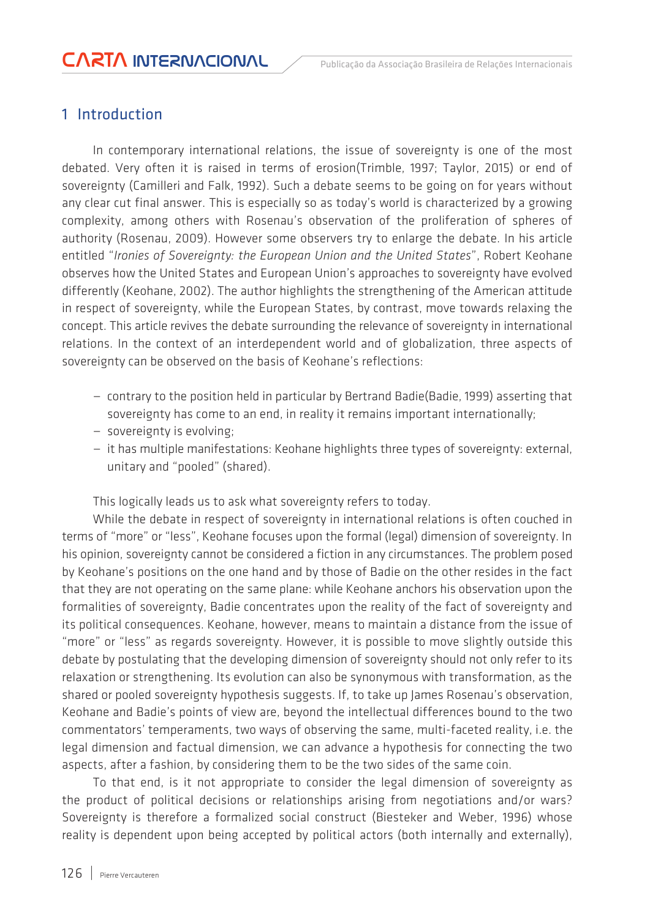## 1 Introduction

In contemporary international relations, the issue of sovereignty is one of the most debated. Very often it is raised in terms of erosion(Trimble, 1997; Taylor, 2015) or end of sovereignty (Camilleri and Falk, 1992). Such a debate seems to be going on for years without any clear cut final answer. This is especially so as today's world is characterized by a growing complexity, among others with Rosenau's observation of the proliferation of spheres of authority (Rosenau, 2009). However some observers try to enlarge the debate. In his article entitled "*Ironies of Sovereignty: the European Union and the United States*", Robert Keohane observes how the United States and European Union's approaches to sovereignty have evolved differently (Keohane, 2002). The author highlights the strengthening of the American attitude in respect of sovereignty, while the European States, by contrast, move towards relaxing the concept. This article revives the debate surrounding the relevance of sovereignty in international relations. In the context of an interdependent world and of globalization, three aspects of sovereignty can be observed on the basis of Keohane's reflections:

- contrary to the position held in particular by Bertrand Badie(Badie, 1999) asserting that sovereignty has come to an end, in reality it remains important internationally;
- sovereignty is evolving;
- it has multiple manifestations: Keohane highlights three types of sovereignty: external, unitary and "pooled" (shared).

This logically leads us to ask what sovereignty refers to today.

While the debate in respect of sovereignty in international relations is often couched in terms of "more" or "less", Keohane focuses upon the formal (legal) dimension of sovereignty. In his opinion, sovereignty cannot be considered a fiction in any circumstances. The problem posed by Keohane's positions on the one hand and by those of Badie on the other resides in the fact that they are not operating on the same plane: while Keohane anchors his observation upon the formalities of sovereignty, Badie concentrates upon the reality of the fact of sovereignty and its political consequences. Keohane, however, means to maintain a distance from the issue of "more" or "less" as regards sovereignty. However, it is possible to move slightly outside this debate by postulating that the developing dimension of sovereignty should not only refer to its relaxation or strengthening. Its evolution can also be synonymous with transformation, as the shared or pooled sovereignty hypothesis suggests. If, to take up James Rosenau's observation, Keohane and Badie's points of view are, beyond the intellectual differences bound to the two commentators' temperaments, two ways of observing the same, multi-faceted reality, i.e. the legal dimension and factual dimension, we can advance a hypothesis for connecting the two aspects, after a fashion, by considering them to be the two sides of the same coin.

To that end, is it not appropriate to consider the legal dimension of sovereignty as the product of political decisions or relationships arising from negotiations and/or wars? Sovereignty is therefore a formalized social construct (Biesteker and Weber, 1996) whose reality is dependent upon being accepted by political actors (both internally and externally),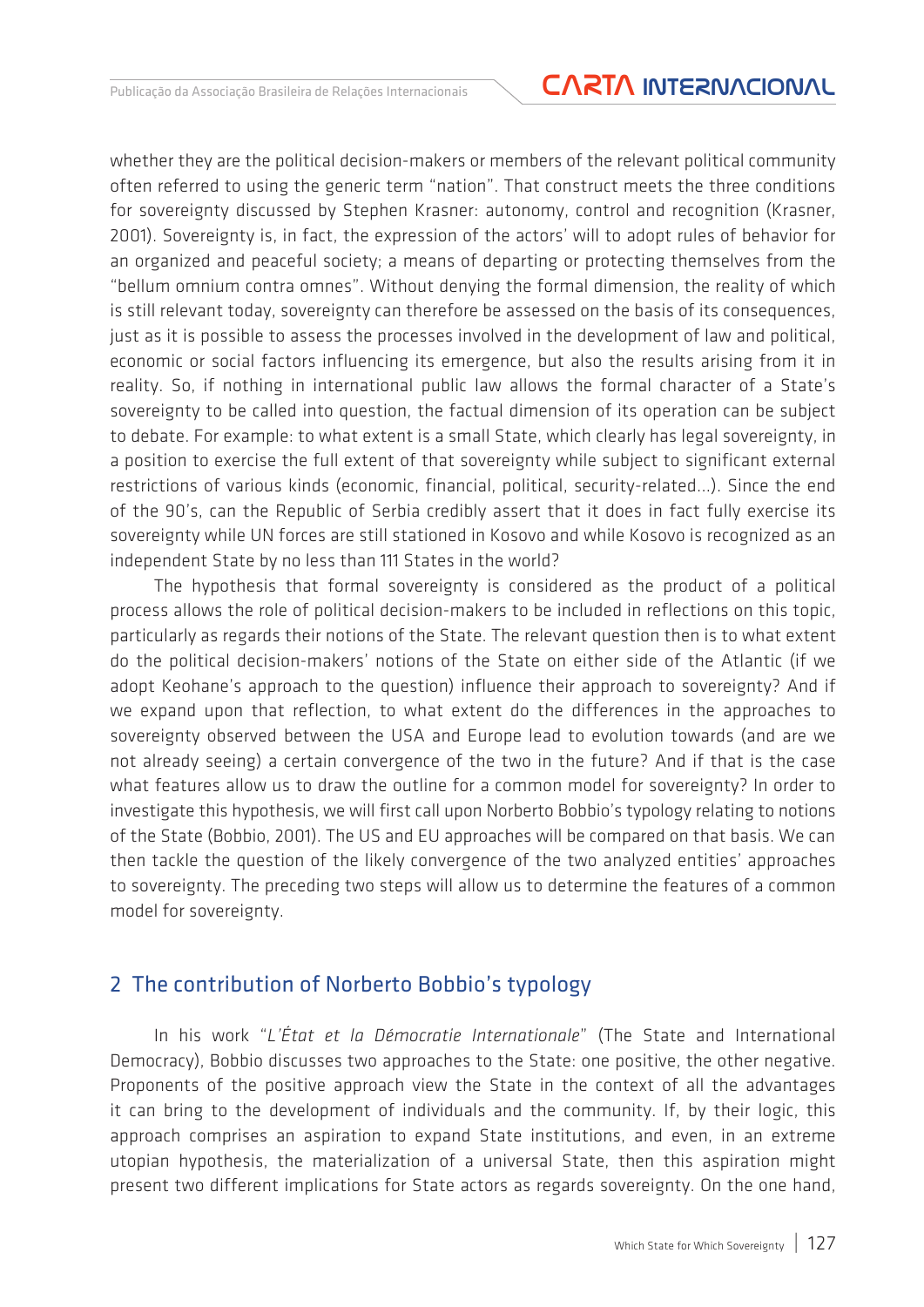whether they are the political decision-makers or members of the relevant political community often referred to using the generic term "nation". That construct meets the three conditions for sovereignty discussed by Stephen Krasner: autonomy, control and recognition (Krasner, 2001). Sovereignty is, in fact, the expression of the actors' will to adopt rules of behavior for an organized and peaceful society; a means of departing or protecting themselves from the "bellum omnium contra omnes". Without denying the formal dimension, the reality of which is still relevant today, sovereignty can therefore be assessed on the basis of its consequences, just as it is possible to assess the processes involved in the development of law and political, economic or social factors influencing its emergence, but also the results arising from it in reality. So, if nothing in international public law allows the formal character of a State's sovereignty to be called into question, the factual dimension of its operation can be subject to debate. For example: to what extent is a small State, which clearly has legal sovereignty, in a position to exercise the full extent of that sovereignty while subject to significant external restrictions of various kinds (economic, financial, political, security-related...). Since the end of the 90's, can the Republic of Serbia credibly assert that it does in fact fully exercise its sovereignty while UN forces are still stationed in Kosovo and while Kosovo is recognized as an independent State by no less than 111 States in the world?

The hypothesis that formal sovereignty is considered as the product of a political process allows the role of political decision-makers to be included in reflections on this topic, particularly as regards their notions of the State. The relevant question then is to what extent do the political decision-makers' notions of the State on either side of the Atlantic (if we adopt Keohane's approach to the question) influence their approach to sovereignty? And if we expand upon that reflection, to what extent do the differences in the approaches to sovereignty observed between the USA and Europe lead to evolution towards (and are we not already seeing) a certain convergence of the two in the future? And if that is the case what features allow us to draw the outline for a common model for sovereignty? In order to investigate this hypothesis, we will first call upon Norberto Bobbio's typology relating to notions of the State (Bobbio, 2001). The US and EU approaches will be compared on that basis. We can then tackle the question of the likely convergence of the two analyzed entities' approaches to sovereignty. The preceding two steps will allow us to determine the features of a common model for sovereignty.

## 2 The contribution of Norberto Bobbio's typology

In his work "*L'État et la Démocratie Internationale*" (The State and International Democracy), Bobbio discusses two approaches to the State: one positive, the other negative. Proponents of the positive approach view the State in the context of all the advantages it can bring to the development of individuals and the community. If, by their logic, this approach comprises an aspiration to expand State institutions, and even, in an extreme utopian hypothesis, the materialization of a universal State, then this aspiration might present two different implications for State actors as regards sovereignty. On the one hand,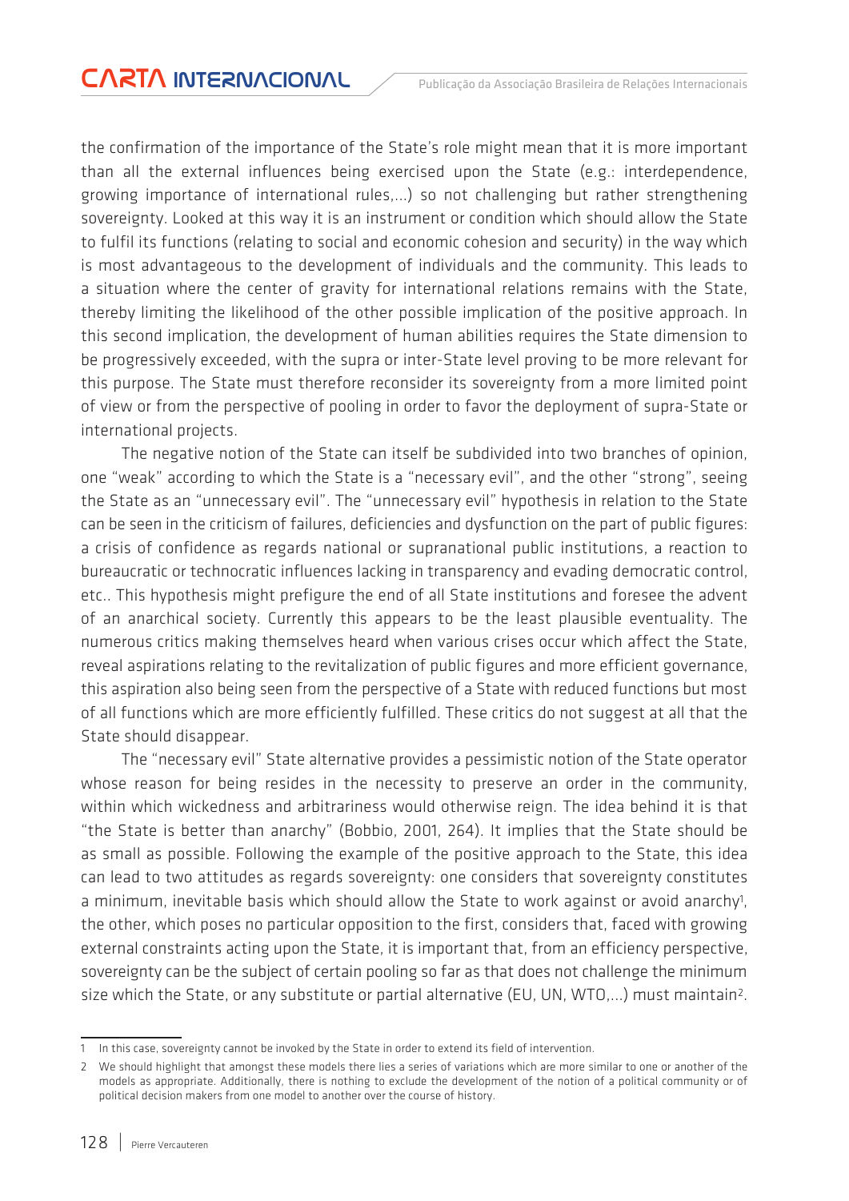the confirmation of the importance of the State's role might mean that it is more important than all the external influences being exercised upon the State (e.g.: interdependence, growing importance of international rules,...) so not challenging but rather strengthening sovereignty. Looked at this way it is an instrument or condition which should allow the State to fulfil its functions (relating to social and economic cohesion and security) in the way which is most advantageous to the development of individuals and the community. This leads to a situation where the center of gravity for international relations remains with the State, thereby limiting the likelihood of the other possible implication of the positive approach. In this second implication, the development of human abilities requires the State dimension to be progressively exceeded, with the supra or inter-State level proving to be more relevant for this purpose. The State must therefore reconsider its sovereignty from a more limited point of view or from the perspective of pooling in order to favor the deployment of supra-State or international projects.

The negative notion of the State can itself be subdivided into two branches of opinion, one "weak" according to which the State is a "necessary evil", and the other "strong", seeing the State as an "unnecessary evil". The "unnecessary evil" hypothesis in relation to the State can be seen in the criticism of failures, deficiencies and dysfunction on the part of public figures: a crisis of confidence as regards national or supranational public institutions, a reaction to bureaucratic or technocratic influences lacking in transparency and evading democratic control, etc.. This hypothesis might prefigure the end of all State institutions and foresee the advent of an anarchical society. Currently this appears to be the least plausible eventuality. The numerous critics making themselves heard when various crises occur which affect the State, reveal aspirations relating to the revitalization of public figures and more efficient governance, this aspiration also being seen from the perspective of a State with reduced functions but most of all functions which are more efficiently fulfilled. These critics do not suggest at all that the State should disappear.

The "necessary evil" State alternative provides a pessimistic notion of the State operator whose reason for being resides in the necessity to preserve an order in the community, within which wickedness and arbitrariness would otherwise reign. The idea behind it is that "the State is better than anarchy" (Bobbio, 2001, 264). It implies that the State should be as small as possible. Following the example of the positive approach to the State, this idea can lead to two attitudes as regards sovereignty: one considers that sovereignty constitutes a minimum, inevitable basis which should allow the State to work against or avoid anarchy[1], the other, which poses no particular opposition to the first, considers that, faced with growing external constraints acting upon the State, it is important that, from an efficiency perspective, sovereignty can be the subject of certain pooling so far as that does not challenge the minimum size which the State, or any substitute or partial alternative (EU, UN, WTO,...) must maintain[2].

---

1 In this case, sovereignty cannot be invoked by the State in order to extend its field of intervention.

2 We should highlight that amongst these models there lies a series of variations which are more similar to one or another of the models as appropriate. Additionally, there is nothing to exclude the development of the notion of a political community or of political decision makers from one model to another over the course of history.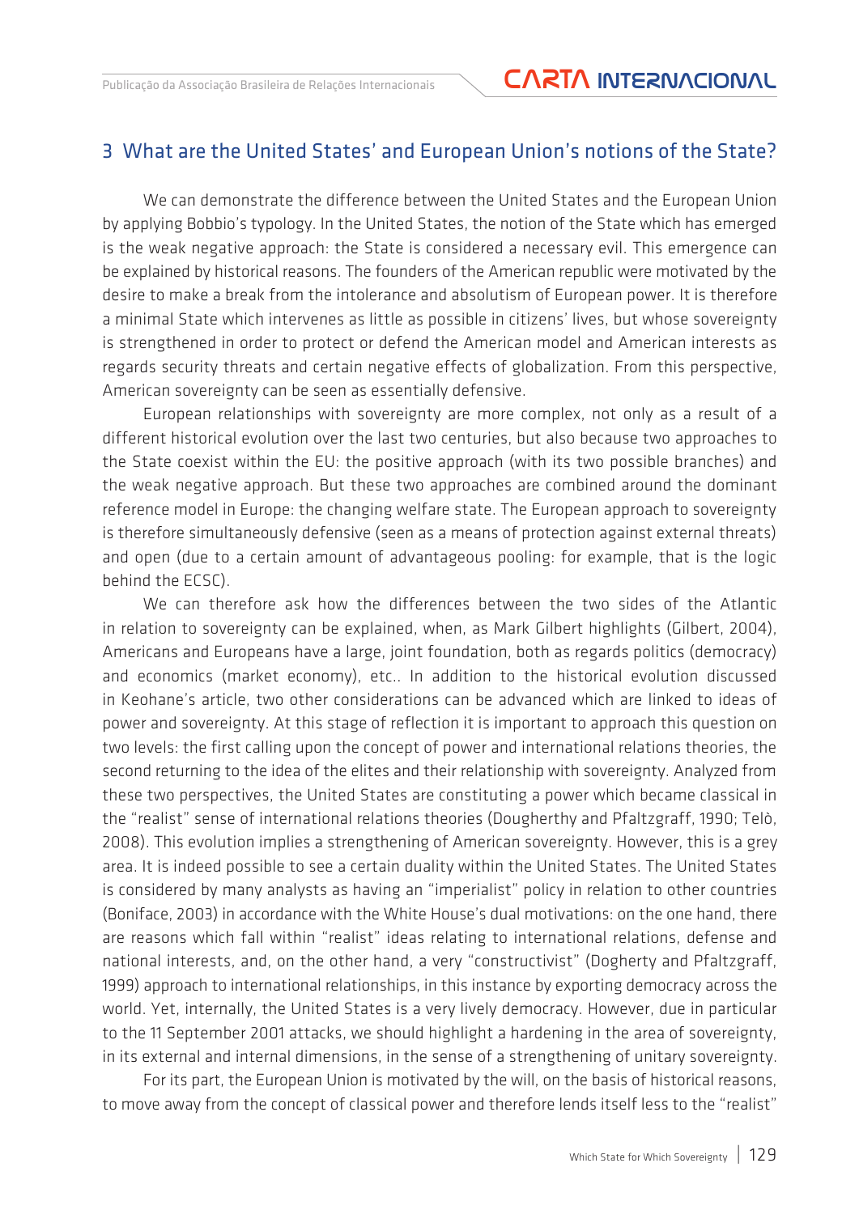## 3 What are the United States' and European Union's notions of the State?

We can demonstrate the difference between the United States and the European Union by applying Bobbio's typology. In the United States, the notion of the State which has emerged is the weak negative approach: the State is considered a necessary evil. This emergence can be explained by historical reasons. The founders of the American republic were motivated by the desire to make a break from the intolerance and absolutism of European power. It is therefore a minimal State which intervenes as little as possible in citizens' lives, but whose sovereignty is strengthened in order to protect or defend the American model and American interests as regards security threats and certain negative effects of globalization. From this perspective, American sovereignty can be seen as essentially defensive.

European relationships with sovereignty are more complex, not only as a result of a different historical evolution over the last two centuries, but also because two approaches to the State coexist within the EU: the positive approach (with its two possible branches) and the weak negative approach. But these two approaches are combined around the dominant reference model in Europe: the changing welfare state. The European approach to sovereignty is therefore simultaneously defensive (seen as a means of protection against external threats) and open (due to a certain amount of advantageous pooling: for example, that is the logic behind the ECSC).

We can therefore ask how the differences between the two sides of the Atlantic in relation to sovereignty can be explained, when, as Mark Gilbert highlights (Gilbert, 2004), Americans and Europeans have a large, joint foundation, both as regards politics (democracy) and economics (market economy), etc.. In addition to the historical evolution discussed in Keohane's article, two other considerations can be advanced which are linked to ideas of power and sovereignty. At this stage of reflection it is important to approach this question on two levels: the first calling upon the concept of power and international relations theories, the second returning to the idea of the elites and their relationship with sovereignty. Analyzed from these two perspectives, the United States are constituting a power which became classical in the "realist" sense of international relations theories (Dougherthy and Pfaltzgraff, 1990; Telò, 2008). This evolution implies a strengthening of American sovereignty. However, this is a grey area. It is indeed possible to see a certain duality within the United States. The United States is considered by many analysts as having an "imperialist" policy in relation to other countries (Boniface, 2003) in accordance with the White House's dual motivations: on the one hand, there are reasons which fall within "realist" ideas relating to international relations, defense and national interests, and, on the other hand, a very "constructivist" (Dogherty and Pfaltzgraff, 1999) approach to international relationships, in this instance by exporting democracy across the world. Yet, internally, the United States is a very lively democracy. However, due in particular to the 11 September 2001 attacks, we should highlight a hardening in the area of sovereignty, in its external and internal dimensions, in the sense of a strengthening of unitary sovereignty.

For its part, the European Union is motivated by the will, on the basis of historical reasons, to move away from the concept of classical power and therefore lends itself less to the "realist"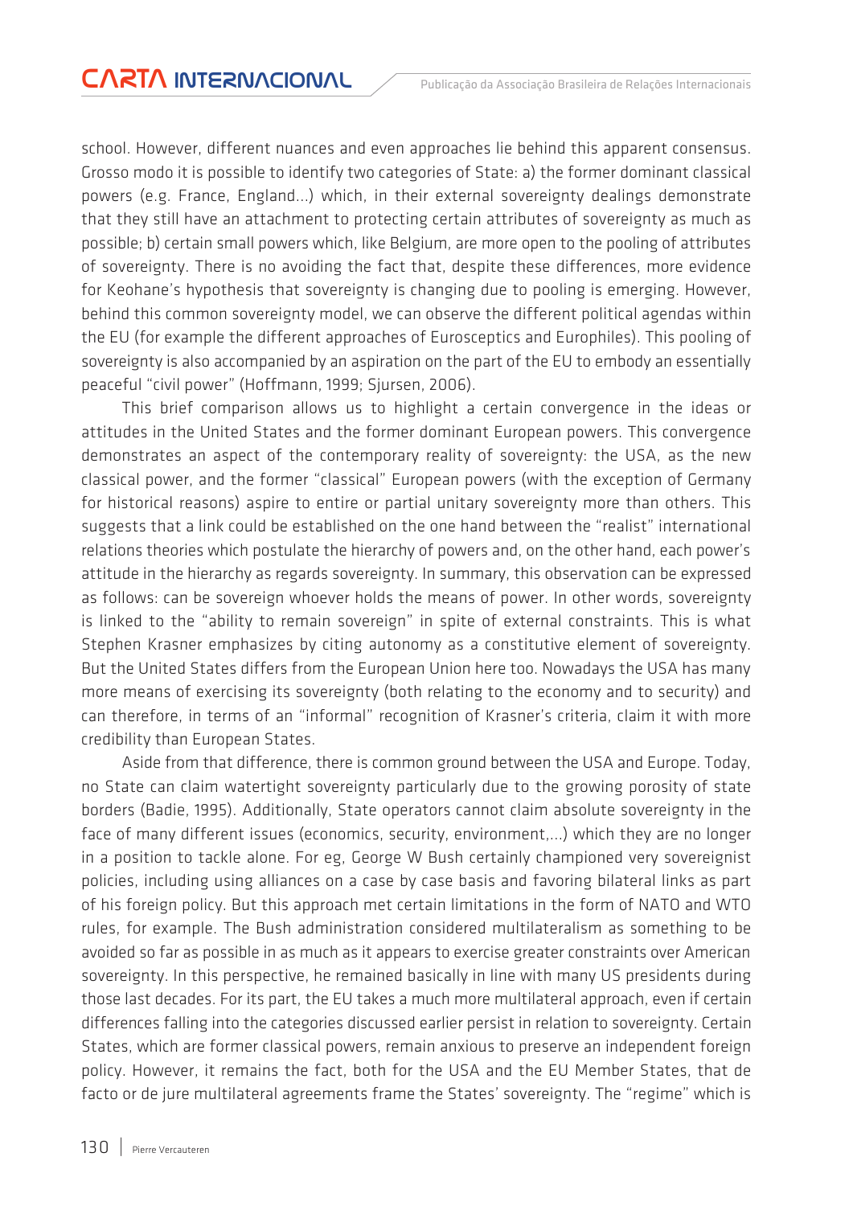school. However, different nuances and even approaches lie behind this apparent consensus. Grosso modo it is possible to identify two categories of State: a) the former dominant classical powers (e.g. France, England...) which, in their external sovereignty dealings demonstrate that they still have an attachment to protecting certain attributes of sovereignty as much as possible; b) certain small powers which, like Belgium, are more open to the pooling of attributes of sovereignty. There is no avoiding the fact that, despite these differences, more evidence for Keohane's hypothesis that sovereignty is changing due to pooling is emerging. However, behind this common sovereignty model, we can observe the different political agendas within the EU (for example the different approaches of Eurosceptics and Europhiles). This pooling of sovereignty is also accompanied by an aspiration on the part of the EU to embody an essentially peaceful "civil power" (Hoffmann, 1999; Sjursen, 2006).

This brief comparison allows us to highlight a certain convergence in the ideas or attitudes in the United States and the former dominant European powers. This convergence demonstrates an aspect of the contemporary reality of sovereignty: the USA, as the new classical power, and the former "classical" European powers (with the exception of Germany for historical reasons) aspire to entire or partial unitary sovereignty more than others. This suggests that a link could be established on the one hand between the "realist" international relations theories which postulate the hierarchy of powers and, on the other hand, each power's attitude in the hierarchy as regards sovereignty. In summary, this observation can be expressed as follows: can be sovereign whoever holds the means of power. In other words, sovereignty is linked to the "ability to remain sovereign" in spite of external constraints. This is what Stephen Krasner emphasizes by citing autonomy as a constitutive element of sovereignty. But the United States differs from the European Union here too. Nowadays the USA has many more means of exercising its sovereignty (both relating to the economy and to security) and can therefore, in terms of an "informal" recognition of Krasner's criteria, claim it with more credibility than European States.

Aside from that difference, there is common ground between the USA and Europe. Today, no State can claim watertight sovereignty particularly due to the growing porosity of state borders (Badie, 1995). Additionally, State operators cannot claim absolute sovereignty in the face of many different issues (economics, security, environment,...) which they are no longer in a position to tackle alone. For eg, George W Bush certainly championed very sovereignist policies, including using alliances on a case by case basis and favoring bilateral links as part of his foreign policy. But this approach met certain limitations in the form of NATO and WTO rules, for example. The Bush administration considered multilateralism as something to be avoided so far as possible in as much as it appears to exercise greater constraints over American sovereignty. In this perspective, he remained basically in line with many US presidents during those last decades. For its part, the EU takes a much more multilateral approach, even if certain differences falling into the categories discussed earlier persist in relation to sovereignty. Certain States, which are former classical powers, remain anxious to preserve an independent foreign policy. However, it remains the fact, both for the USA and the EU Member States, that de facto or de jure multilateral agreements frame the States' sovereignty. The "regime" which is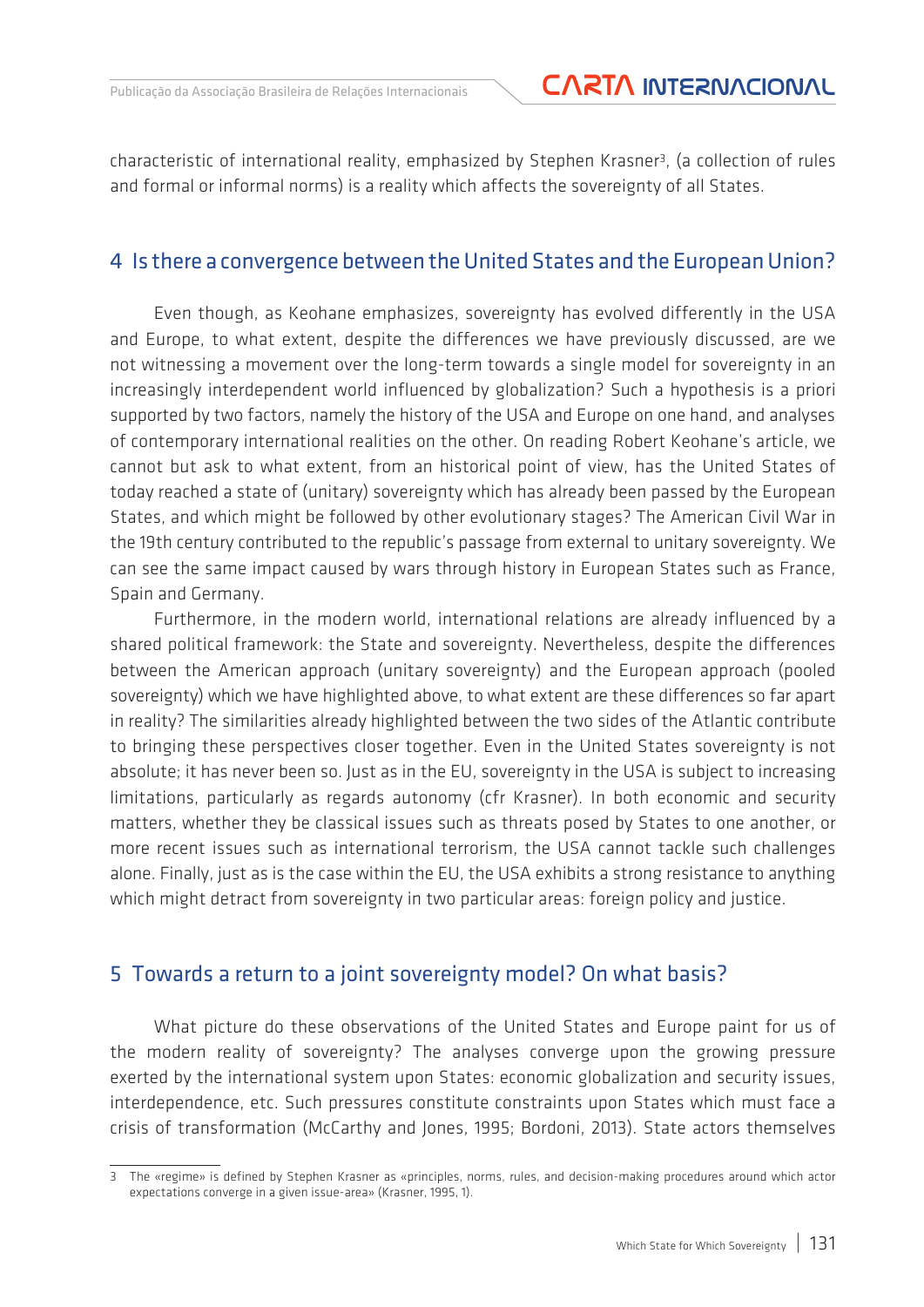characteristic of international reality, emphasized by Stephen Krasner[3], (a collection of rules and formal or informal norms) is a reality which affects the sovereignty of all States.

## 4 Is there a convergence between the United States and the European Union?

Even though, as Keohane emphasizes, sovereignty has evolved differently in the USA and Europe, to what extent, despite the differences we have previously discussed, are we not witnessing a movement over the long-term towards a single model for sovereignty in an increasingly interdependent world influenced by globalization? Such a hypothesis is a priori supported by two factors, namely the history of the USA and Europe on one hand, and analyses of contemporary international realities on the other. On reading Robert Keohane's article, we cannot but ask to what extent, from an historical point of view, has the United States of today reached a state of (unitary) sovereignty which has already been passed by the European States, and which might be followed by other evolutionary stages? The American Civil War in the 19th century contributed to the republic's passage from external to unitary sovereignty. We can see the same impact caused by wars through history in European States such as France, Spain and Germany.

Furthermore, in the modern world, international relations are already influenced by a shared political framework: the State and sovereignty. Nevertheless, despite the differences between the American approach (unitary sovereignty) and the European approach (pooled sovereignty) which we have highlighted above, to what extent are these differences so far apart in reality? The similarities already highlighted between the two sides of the Atlantic contribute to bringing these perspectives closer together. Even in the United States sovereignty is not absolute; it has never been so. Just as in the EU, sovereignty in the USA is subject to increasing limitations, particularly as regards autonomy (cfr Krasner). In both economic and security matters, whether they be classical issues such as threats posed by States to one another, or more recent issues such as international terrorism, the USA cannot tackle such challenges alone. Finally, just as is the case within the EU, the USA exhibits a strong resistance to anything which might detract from sovereignty in two particular areas: foreign policy and justice.

## 5 Towards a return to a joint sovereignty model? On what basis?

What picture do these observations of the United States and Europe paint for us of the modern reality of sovereignty? The analyses converge upon the growing pressure exerted by the international system upon States: economic globalization and security issues, interdependence, etc. Such pressures constitute constraints upon States which must face a crisis of transformation (McCarthy and Jones, 1995; Bordoni, 2013). State actors themselves

---

3 The «regime» is defined by Stephen Krasner as «principles, norms, rules, and decision-making procedures around which actor expectations converge in a given issue-area» (Krasner, 1995, 1).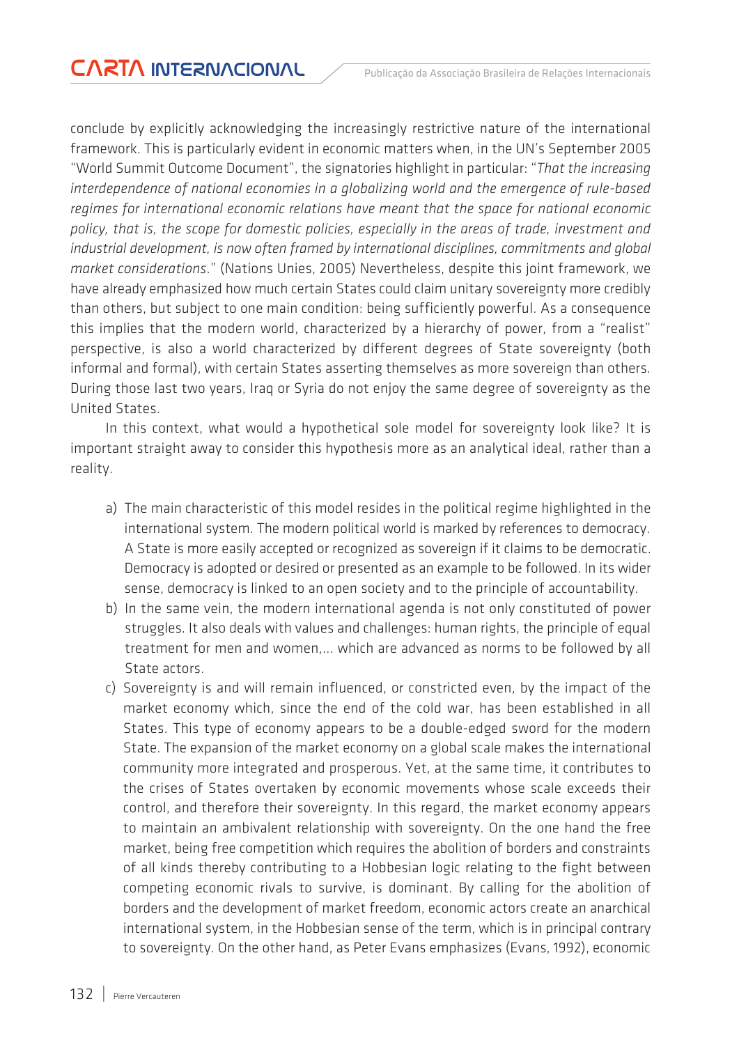conclude by explicitly acknowledging the increasingly restrictive nature of the international framework. This is particularly evident in economic matters when, in the UN's September 2005 "World Summit Outcome Document", the signatories highlight in particular: "*That the increasing interdependence of national economies in a globalizing world and the emergence of rule-based regimes for international economic relations have meant that the space for national economic policy, that is, the scope for domestic policies, especially in the areas of trade, investment and industrial development, is now often framed by international disciplines, commitments and global market considerations*." (Nations Unies, 2005) Nevertheless, despite this joint framework, we have already emphasized how much certain States could claim unitary sovereignty more credibly than others, but subject to one main condition: being sufficiently powerful. As a consequence this implies that the modern world, characterized by a hierarchy of power, from a "realist" perspective, is also a world characterized by different degrees of State sovereignty (both informal and formal), with certain States asserting themselves as more sovereign than others. During those last two years, Iraq or Syria do not enjoy the same degree of sovereignty as the United States.

In this context, what would a hypothetical sole model for sovereignty look like? It is important straight away to consider this hypothesis more as an analytical ideal, rather than a reality.

a) The main characteristic of this model resides in the political regime highlighted in the international system. The modern political world is marked by references to democracy. A State is more easily accepted or recognized as sovereign if it claims to be democratic. Democracy is adopted or desired or presented as an example to be followed. In its wider sense, democracy is linked to an open society and to the principle of accountability.
b) In the same vein, the modern international agenda is not only constituted of power struggles. It also deals with values and challenges: human rights, the principle of equal treatment for men and women,... which are advanced as norms to be followed by all State actors.
c) Sovereignty is and will remain influenced, or constricted even, by the impact of the market economy which, since the end of the cold war, has been established in all States. This type of economy appears to be a double-edged sword for the modern State. The expansion of the market economy on a global scale makes the international community more integrated and prosperous. Yet, at the same time, it contributes to the crises of States overtaken by economic movements whose scale exceeds their control, and therefore their sovereignty. In this regard, the market economy appears to maintain an ambivalent relationship with sovereignty. On the one hand the free market, being free competition which requires the abolition of borders and constraints of all kinds thereby contributing to a Hobbesian logic relating to the fight between competing economic rivals to survive, is dominant. By calling for the abolition of borders and the development of market freedom, economic actors create an anarchical international system, in the Hobbesian sense of the term, which is in principal contrary to sovereignty. On the other hand, as Peter Evans emphasizes (Evans, 1992), economic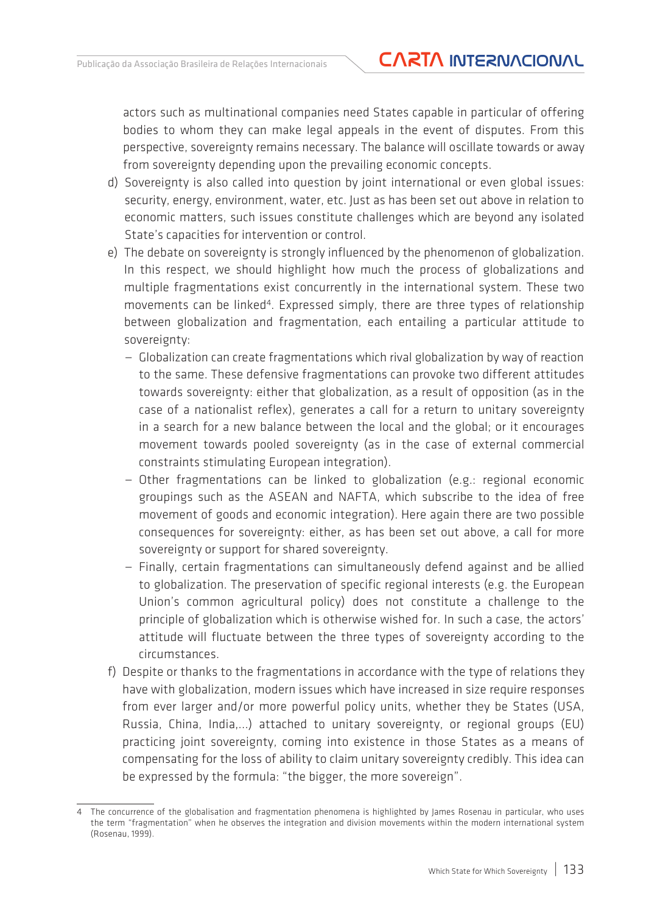actors such as multinational companies need States capable in particular of offering bodies to whom they can make legal appeals in the event of disputes. From this perspective, sovereignty remains necessary. The balance will oscillate towards or away from sovereignty depending upon the prevailing economic concepts.

d) Sovereignty is also called into question by joint international or even global issues: security, energy, environment, water, etc. Just as has been set out above in relation to economic matters, such issues constitute challenges which are beyond any isolated State's capacities for intervention or control.

e) The debate on sovereignty is strongly influenced by the phenomenon of globalization. In this respect, we should highlight how much the process of globalizations and multiple fragmentations exist concurrently in the international system. These two movements can be linked[4]. Expressed simply, there are three types of relationship between globalization and fragmentation, each entailing a particular attitude to sovereignty:

   - Globalization can create fragmentations which rival globalization by way of reaction to the same. These defensive fragmentations can provoke two different attitudes towards sovereignty: either that globalization, as a result of opposition (as in the case of a nationalist reflex), generates a call for a return to unitary sovereignty in a search for a new balance between the local and the global; or it encourages movement towards pooled sovereignty (as in the case of external commercial constraints stimulating European integration).
   - Other fragmentations can be linked to globalization (e.g.: regional economic groupings such as the ASEAN and NAFTA, which subscribe to the idea of free movement of goods and economic integration). Here again there are two possible consequences for sovereignty: either, as has been set out above, a call for more sovereignty or support for shared sovereignty.
   - Finally, certain fragmentations can simultaneously defend against and be allied to globalization. The preservation of specific regional interests (e.g. the European Union's common agricultural policy) does not constitute a challenge to the principle of globalization which is otherwise wished for. In such a case, the actors' attitude will fluctuate between the three types of sovereignty according to the circumstances.

f) Despite or thanks to the fragmentations in accordance with the type of relations they have with globalization, modern issues which have increased in size require responses from ever larger and/or more powerful policy units, whether they be States (USA, Russia, China, India,...) attached to unitary sovereignty, or regional groups (EU) practicing joint sovereignty, coming into existence in those States as a means of compensating for the loss of ability to claim unitary sovereignty credibly. This idea can be expressed by the formula: "the bigger, the more sovereign".

---

[4] The concurrence of the globalisation and fragmentation phenomena is highlighted by James Rosenau in particular, who uses the term "fragmentation" when he observes the integration and division movements within the modern international system (Rosenau, 1999).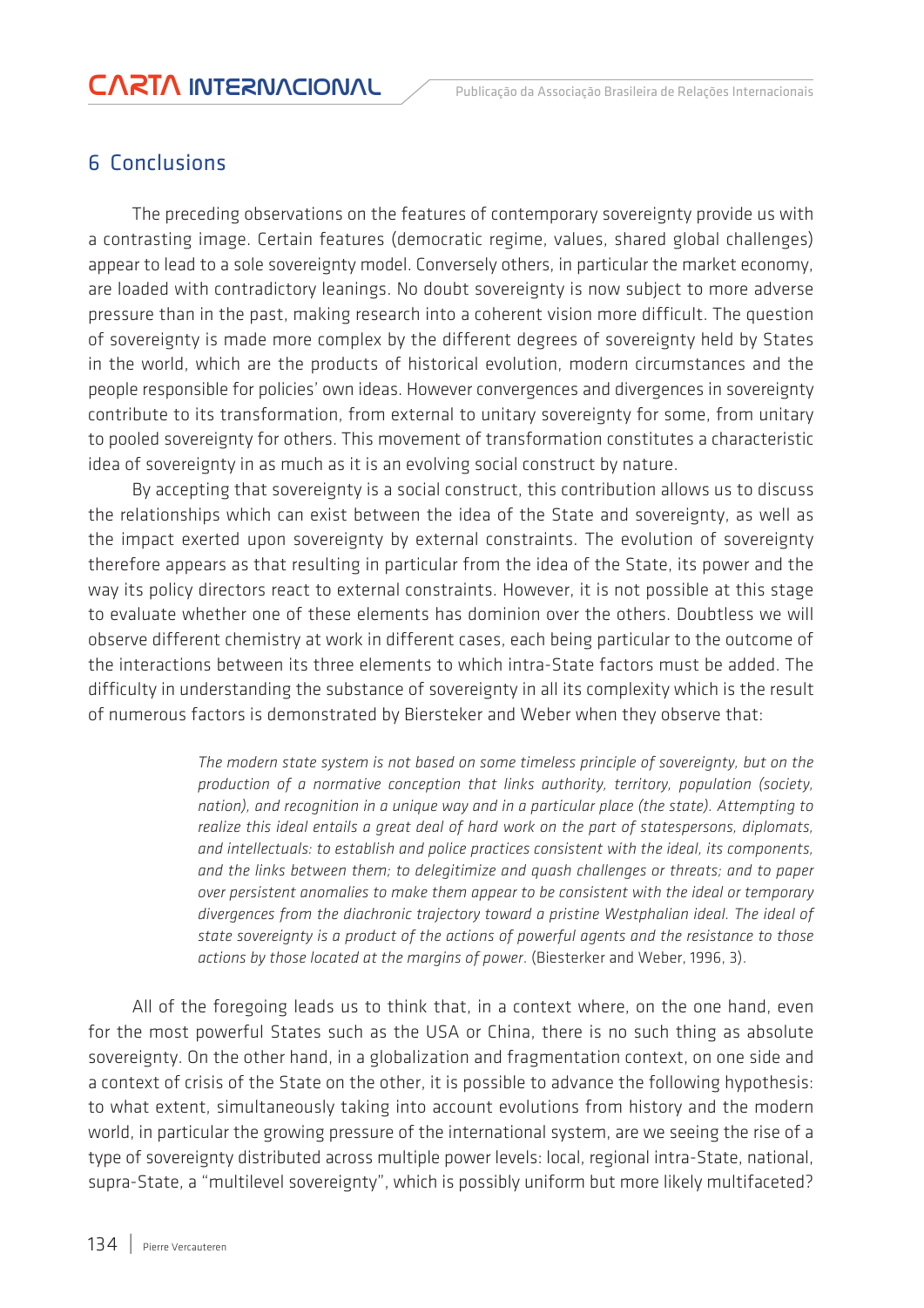## 6 Conclusions

The preceding observations on the features of contemporary sovereignty provide us with a contrasting image. Certain features (democratic regime, values, shared global challenges) appear to lead to a sole sovereignty model. Conversely others, in particular the market economy, are loaded with contradictory leanings. No doubt sovereignty is now subject to more adverse pressure than in the past, making research into a coherent vision more difficult. The question of sovereignty is made more complex by the different degrees of sovereignty held by States in the world, which are the products of historical evolution, modern circumstances and the people responsible for policies' own ideas. However convergences and divergences in sovereignty contribute to its transformation, from external to unitary sovereignty for some, from unitary to pooled sovereignty for others. This movement of transformation constitutes a characteristic idea of sovereignty in as much as it is an evolving social construct by nature.

By accepting that sovereignty is a social construct, this contribution allows us to discuss the relationships which can exist between the idea of the State and sovereignty, as well as the impact exerted upon sovereignty by external constraints. The evolution of sovereignty therefore appears as that resulting in particular from the idea of the State, its power and the way its policy directors react to external constraints. However, it is not possible at this stage to evaluate whether one of these elements has dominion over the others. Doubtless we will observe different chemistry at work in different cases, each being particular to the outcome of the interactions between its three elements to which intra-State factors must be added. The difficulty in understanding the substance of sovereignty in all its complexity which is the result of numerous factors is demonstrated by Biersteker and Weber when they observe that:

> *The modern state system is not based on some timeless principle of sovereignty, but on the production of a normative conception that links authority, territory, population (society, nation), and recognition in a unique way and in a particular place (the state). Attempting to realize this ideal entails a great deal of hard work on the part of statespersons, diplomats, and intellectuals: to establish and police practices consistent with the ideal, its components, and the links between them; to delegitimize and quash challenges or threats; and to paper over persistent anomalies to make them appear to be consistent with the ideal or temporary divergences from the diachronic trajectory toward a pristine Westphalian ideal. The ideal of state sovereignty is a product of the actions of powerful agents and the resistance to those actions by those located at the margins of power.* (Biesterker and Weber, 1996, 3).

All of the foregoing leads us to think that, in a context where, on the one hand, even for the most powerful States such as the USA or China, there is no such thing as absolute sovereignty. On the other hand, in a globalization and fragmentation context, on one side and a context of crisis of the State on the other, it is possible to advance the following hypothesis: to what extent, simultaneously taking into account evolutions from history and the modern world, in particular the growing pressure of the international system, are we seeing the rise of a type of sovereignty distributed across multiple power levels: local, regional intra-State, national, supra-State, a "multilevel sovereignty", which is possibly uniform but more likely multifaceted?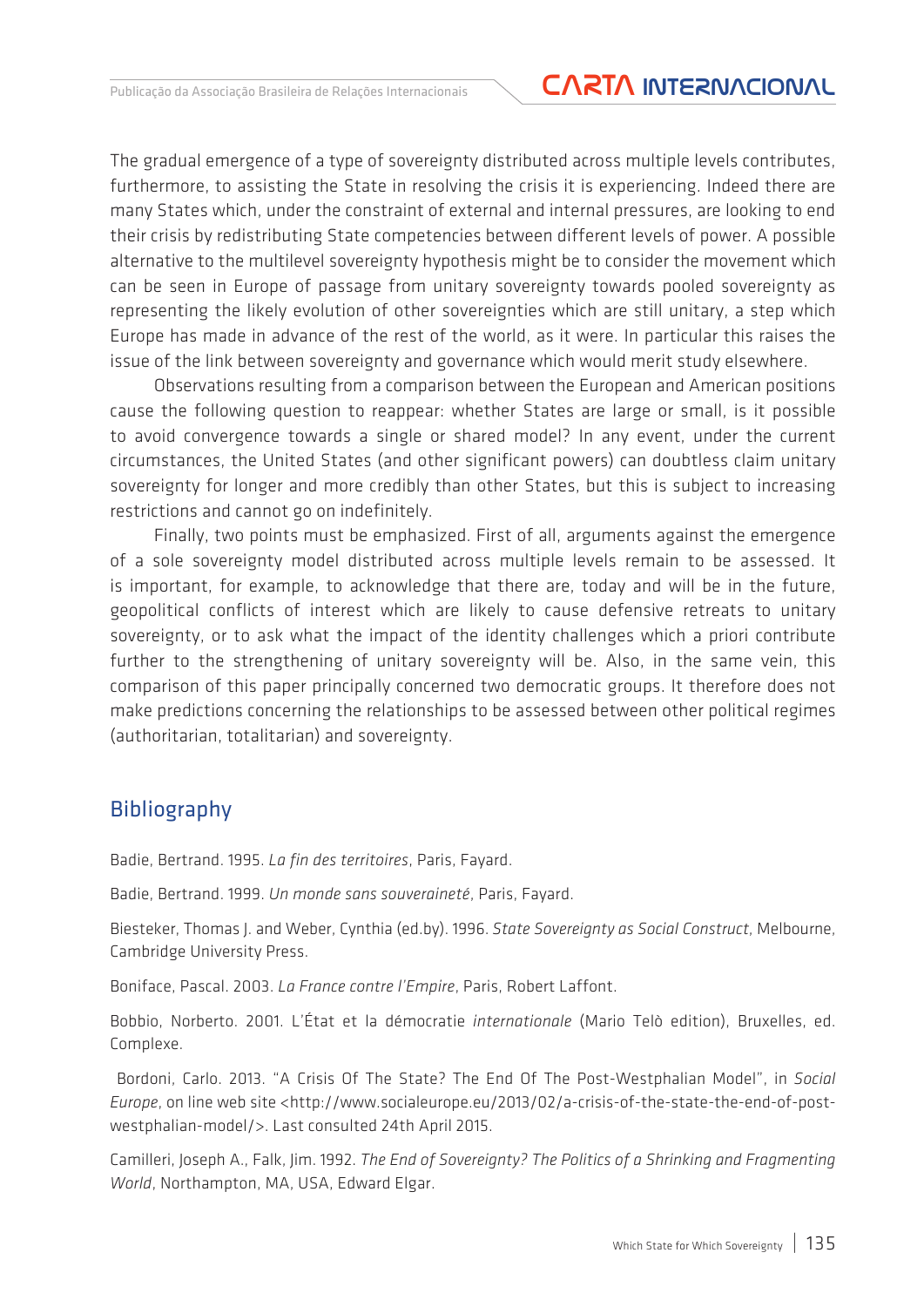The gradual emergence of a type of sovereignty distributed across multiple levels contributes, furthermore, to assisting the State in resolving the crisis it is experiencing. Indeed there are many States which, under the constraint of external and internal pressures, are looking to end their crisis by redistributing State competencies between different levels of power. A possible alternative to the multilevel sovereignty hypothesis might be to consider the movement which can be seen in Europe of passage from unitary sovereignty towards pooled sovereignty as representing the likely evolution of other sovereignties which are still unitary, a step which Europe has made in advance of the rest of the world, as it were. In particular this raises the issue of the link between sovereignty and governance which would merit study elsewhere.

Observations resulting from a comparison between the European and American positions cause the following question to reappear: whether States are large or small, is it possible to avoid convergence towards a single or shared model? In any event, under the current circumstances, the United States (and other significant powers) can doubtless claim unitary sovereignty for longer and more credibly than other States, but this is subject to increasing restrictions and cannot go on indefinitely.

Finally, two points must be emphasized. First of all, arguments against the emergence of a sole sovereignty model distributed across multiple levels remain to be assessed. It is important, for example, to acknowledge that there are, today and will be in the future, geopolitical conflicts of interest which are likely to cause defensive retreats to unitary sovereignty, or to ask what the impact of the identity challenges which a priori contribute further to the strengthening of unitary sovereignty will be. Also, in the same vein, this comparison of this paper principally concerned two democratic groups. It therefore does not make predictions concerning the relationships to be assessed between other political regimes (authoritarian, totalitarian) and sovereignty.

## Bibliography

Badie, Bertrand. 1995. *La fin des territoires*, Paris, Fayard.

Badie, Bertrand. 1999. *Un monde sans souveraineté*, Paris, Fayard.

Biesteker, Thomas J. and Weber, Cynthia (ed.by). 1996. *State Sovereignty as Social Construct*, Melbourne, Cambridge University Press.

Boniface, Pascal. 2003. *La France contre l'Empire*, Paris, Robert Laffont.

Bobbio, Norberto. 2001. L'État et la démocratie *internationale* (Mario Telò edition), Bruxelles, ed. Complexe.

Bordoni, Carlo. 2013. "A Crisis Of The State? The End Of The Post-Westphalian Model", in *Social Europe*, on line web site <http://www.socialeurope.eu/2013/02/a-crisis-of-the-state-the-end-of-post-westphalian-model/>. Last consulted 24th April 2015.

Camilleri, Joseph A., Falk, Jim. 1992. *The End of Sovereignty? The Politics of a Shrinking and Fragmenting World*, Northampton, MA, USA, Edward Elgar.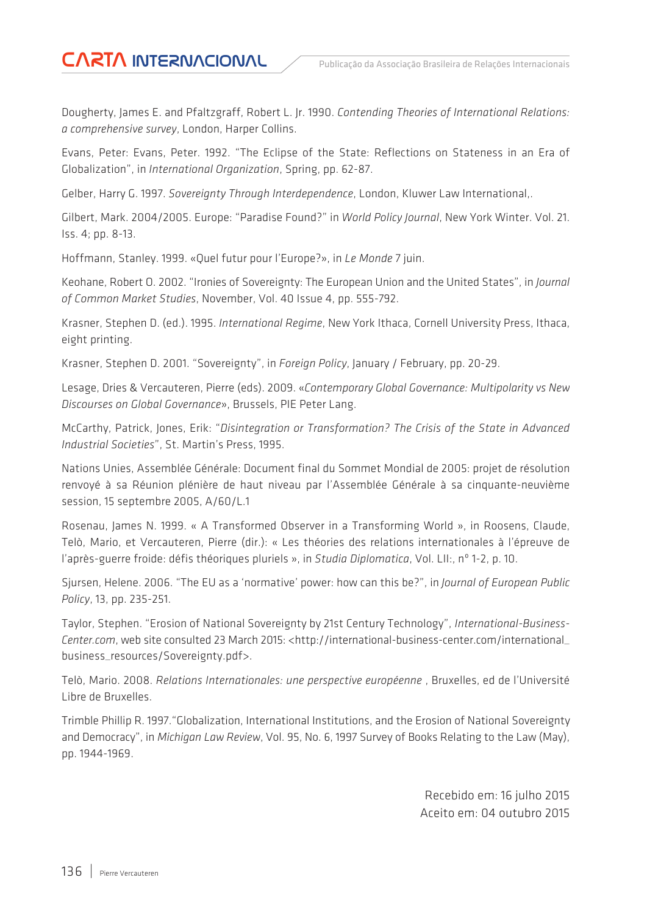Dougherty, James E. and Pfaltzgraff, Robert L. Jr. 1990. *Contending Theories of International Relations: a comprehensive survey*, London, Harper Collins.

Evans, Peter: Evans, Peter. 1992. "The Eclipse of the State: Reflections on Stateness in an Era of Globalization", in *International Organization*, Spring, pp. 62-87.

Gelber, Harry G. 1997. *Sovereignty Through Interdependence*, London, Kluwer Law International,.

Gilbert, Mark. 2004/2005. Europe: "Paradise Found?" in *World Policy Journal*, New York Winter. Vol. 21. Iss. 4; pp. 8-13.

Hoffmann, Stanley. 1999. «Quel futur pour l'Europe?», in *Le Monde* 7 juin.

Keohane, Robert O. 2002. "Ironies of Sovereignty: The European Union and the United States", in *Journal of Common Market Studies*, November, Vol. 40 Issue 4, pp. 555-792.

Krasner, Stephen D. (ed.). 1995. *International Regime*, New York Ithaca, Cornell University Press, Ithaca, eight printing.

Krasner, Stephen D. 2001. "Sovereignty", in *Foreign Policy*, January / February, pp. 20-29.

Lesage, Dries & Vercauteren, Pierre (eds). 2009. «*Contemporary Global Governance: Multipolarity vs New Discourses on Global Governance*», Brussels, PIE Peter Lang.

McCarthy, Patrick, Jones, Erik: "*Disintegration or Transformation? The Crisis of the State in Advanced Industrial Societies*", St. Martin's Press, 1995.

Nations Unies, Assemblée Générale: Document final du Sommet Mondial de 2005: projet de résolution renvoyé à sa Réunion plénière de haut niveau par l'Assemblée Générale à sa cinquante-neuvième session, 15 septembre 2005, A/60/L.1

Rosenau, James N. 1999. « A Transformed Observer in a Transforming World », in Roosens, Claude, Telò, Mario, et Vercauteren, Pierre (dir.): « Les théories des relations internationales à l'épreuve de l'après-guerre froide: défis théoriques pluriels », in *Studia Diplomatica*, Vol. LII:, n° 1-2, p. 10.

Sjursen, Helene. 2006. "The EU as a 'normative' power: how can this be?", in *Journal of European Public Policy*, 13, pp. 235-251.

Taylor, Stephen. "Erosion of National Sovereignty by 21st Century Technology", *International-Business-Center.com*, web site consulted 23 March 2015: <http://international-business-center.com/international_business_resources/Sovereignty.pdf>.

Telò, Mario. 2008. *Relations Internationales: une perspective européenne* , Bruxelles, ed de l'Université Libre de Bruxelles.

Trimble Phillip R. 1997."Globalization, International Institutions, and the Erosion of National Sovereignty and Democracy", in *Michigan Law Review*, Vol. 95, No. 6, 1997 Survey of Books Relating to the Law (May), pp. 1944-1969.

Recebido em: 16 julho 2015
Aceito em: 04 outubro 2015